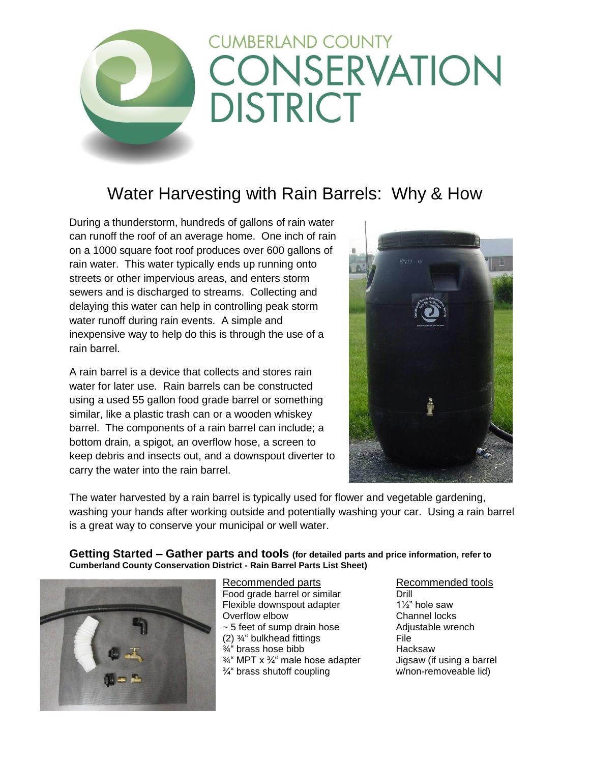# CUMBERLAND COUNTY CONSERVATION DISTRICT

## Water Harvesting with Rain Barrels: Why & How

During a thunderstorm, hundreds of gallons of rain water can runoff the roof of an average home. One inch of rain on a 1000 square foot roof produces over 600 gallons of rain water. This water typically ends up running onto streets or other impervious areas, and enters storm sewers and is discharged to streams. Collecting and delaying this water can help in controlling peak storm water runoff during rain events. A simple and inexpensive way to help do this is through the use of a rain barrel.

A rain barrel is a device that collects and stores rain water for later use. Rain barrels can be constructed using a used 55 gallon food grade barrel or something similar, like a plastic trash can or a wooden whiskey barrel. The components of a rain barrel can include; a bottom drain, a spigot, an overflow hose, a screen to keep debris and insects out, and a downspout diverter to carry the water into the rain barrel.

The water harvested by a rain barrel is typically used for flower and vegetable gardening, washing your hands after working outside and potentially washing your car. Using a rain barrel is a great way to conserve your municipal or well water.

### Getting Started – Gather parts and tools (for detailed parts and price information, refer to Cumberland County Conservation District - Rain Barrel Parts List Sheet)

Recommended parts

- Food grade barrel or similar
- Flexible downspout adapter
- Overflow elbow
- ~ 5 feet of sump drain hose
- (2) ¾" bulkhead fittings
- ¾" brass hose bibb
- ¾" MPT x ¾" male hose adapter
- ¾" brass shutoff coupling

Recommended tools

- Drill
- 1½" hole saw
- Channel locks
- Adjustable wrench
- File
- Hacksaw
- Jigsaw (if using a barrel w/non-removeable lid)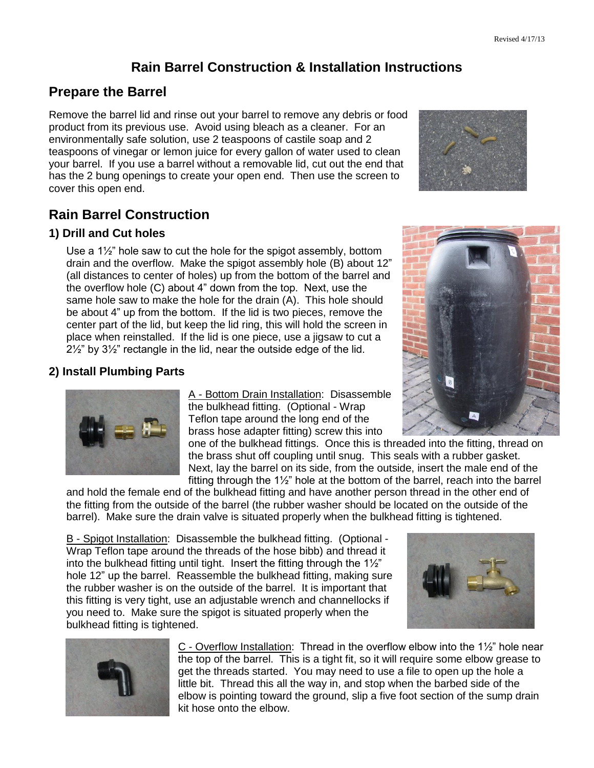# Rain Barrel Construction & Installation Instructions

## Prepare the Barrel

Remove the barrel lid and rinse out your barrel to remove any debris or food product from its previous use. Avoid using bleach as a cleaner. For an environmentally safe solution, use 2 teaspoons of castile soap and 2 teaspoons of vinegar or lemon juice for every gallon of water used to clean your barrel. If you use a barrel without a removable lid, cut out the end that has the 2 bung openings to create your open end. Then use the screen to cover this open end.

## Rain Barrel Construction

### 1) Drill and Cut holes

Use a 1½" hole saw to cut the hole for the spigot assembly, bottom drain and the overflow. Make the spigot assembly hole (B) about 12" (all distances to center of holes) up from the bottom of the barrel and the overflow hole (C) about 4" down from the top. Next, use the same hole saw to make the hole for the drain (A). This hole should be about 4" up from the bottom. If the lid is two pieces, remove the center part of the lid, but keep the lid ring, this will hold the screen in place when reinstalled. If the lid is one piece, use a jigsaw to cut a 2½" by 3½" rectangle in the lid, near the outside edge of the lid.

### 2) Install Plumbing Parts

A - Bottom Drain Installation: Disassemble the bulkhead fitting. (Optional - Wrap Teflon tape around the long end of the brass hose adapter fitting) screw this into one of the bulkhead fittings. Once this is threaded into the fitting, thread on the brass shut off coupling until snug. This seals with a rubber gasket. Next, lay the barrel on its side, from the outside, insert the male end of the fitting through the 1½" hole at the bottom of the barrel, reach into the barrel and hold the female end of the bulkhead fitting and have another person thread in the other end of the fitting from the outside of the barrel (the rubber washer should be located on the outside of the barrel). Make sure the drain valve is situated properly when the bulkhead fitting is tightened.

B - Spigot Installation: Disassemble the bulkhead fitting. (Optional - Wrap Teflon tape around the threads of the hose bibb) and thread it into the bulkhead fitting until tight. Insert the fitting through the 1½" hole 12" up the barrel. Reassemble the bulkhead fitting, making sure the rubber washer is on the outside of the barrel. It is important that this fitting is very tight, use an adjustable wrench and channellocks if you need to. Make sure the spigot is situated properly when the bulkhead fitting is tightened.

C - Overflow Installation: Thread in the overflow elbow into the 1½" hole near the top of the barrel. This is a tight fit, so it will require some elbow grease to get the threads started. You may need to use a file to open up the hole a little bit. Thread this all the way in, and stop when the barbed side of the elbow is pointing toward the ground, slip a five foot section of the sump drain kit hose onto the elbow.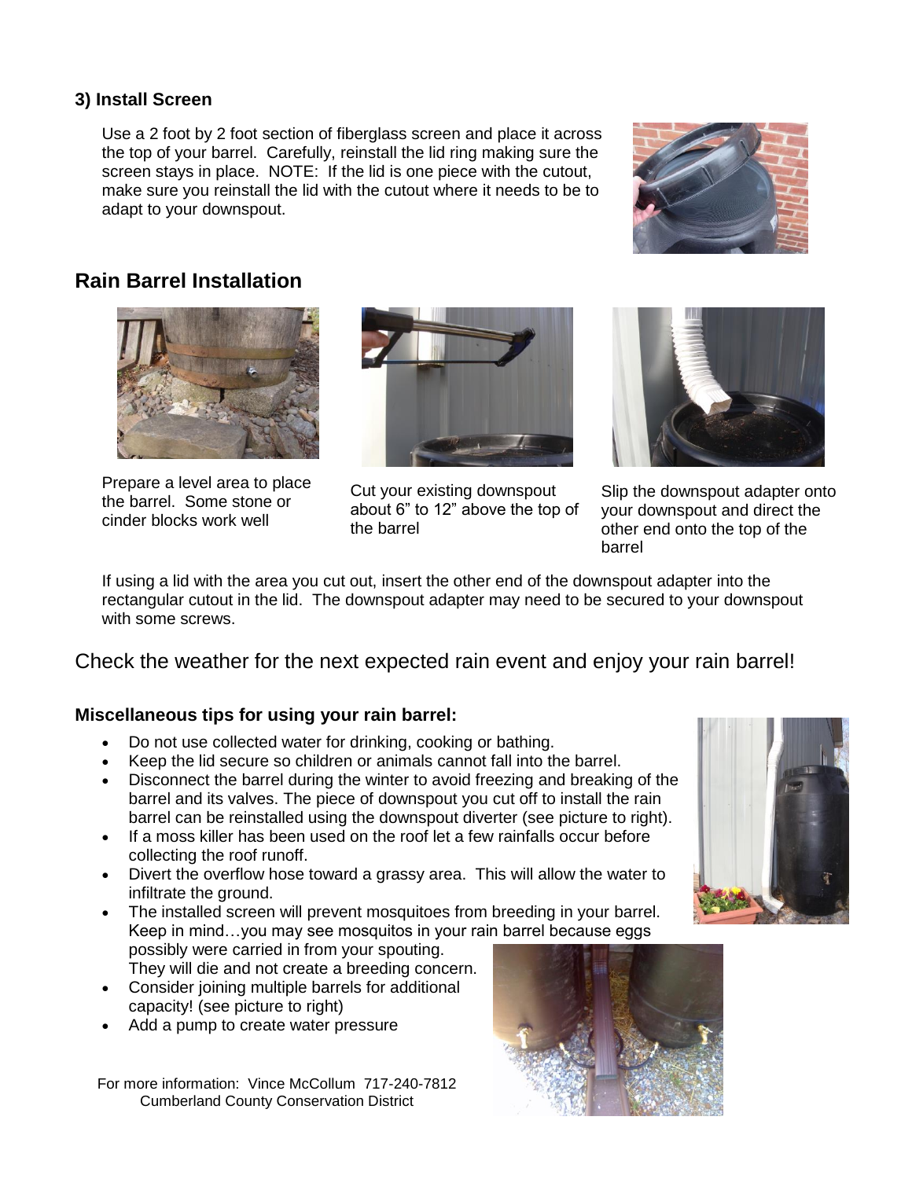### 3) Install Screen

Use a 2 foot by 2 foot section of fiberglass screen and place it across the top of your barrel. Carefully, reinstall the lid ring making sure the screen stays in place. NOTE: If the lid is one piece with the cutout, make sure you reinstall the lid with the cutout where it needs to be to adapt to your downspout.

## Rain Barrel Installation

Prepare a level area to place the barrel. Some stone or cinder blocks work well

Cut your existing downspout about 6" to 12" above the top of the barrel

Slip the downspout adapter onto your downspout and direct the other end onto the top of the barrel

If using a lid with the area you cut out, insert the other end of the downspout adapter into the rectangular cutout in the lid. The downspout adapter may need to be secured to your downspout with some screws.

Check the weather for the next expected rain event and enjoy your rain barrel!

### Miscellaneous tips for using your rain barrel:

- Do not use collected water for drinking, cooking or bathing.
- Keep the lid secure so children or animals cannot fall into the barrel.
- Disconnect the barrel during the winter to avoid freezing and breaking of the barrel and its valves. The piece of downspout you cut off to install the rain barrel can be reinstalled using the downspout diverter (see picture to right).
- If a moss killer has been used on the roof let a few rainfalls occur before collecting the roof runoff.
- Divert the overflow hose toward a grassy area. This will allow the water to infiltrate the ground.
- The installed screen will prevent mosquitoes from breeding in your barrel. Keep in mind…you may see mosquitos in your rain barrel because eggs possibly were carried in from your spouting. They will die and not create a breeding concern.
- Consider joining multiple barrels for additional capacity! (see picture to right)
- Add a pump to create water pressure

For more information: Vince McCollum 717-240-7812
Cumberland County Conservation District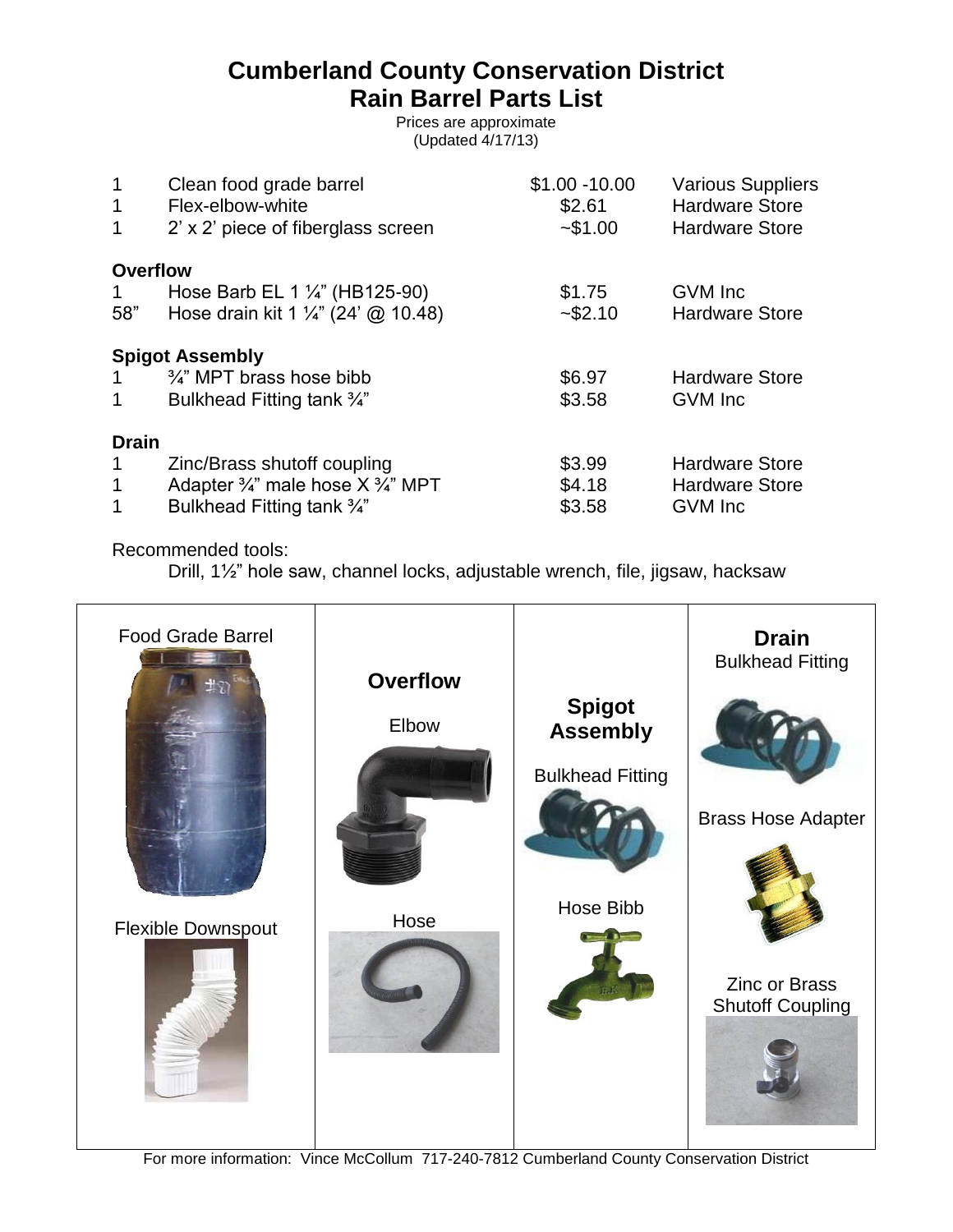# Cumberland County Conservation District
## Rain Barrel Parts List

Prices are approximate
(Updated 4/17/13)

| | | | |
|---|---|---|---|
| 1 | Clean food grade barrel | $1.00 -10.00 | Various Suppliers |
| 1 | Flex-elbow-white | $2.61 | Hardware Store |
| 1 | 2' x 2' piece of fiberglass screen | ~$1.00 | Hardware Store |
| **Overflow** | | | |
| 1 | Hose Barb EL 1 ¼" (HB125-90) | $1.75 | GVM Inc |
| 58" | Hose drain kit 1 ¼" (24' @ 10.48) | ~$2.10 | Hardware Store |
| **Spigot Assembly** | | | |
| 1 | ¾" MPT brass hose bibb | $6.97 | Hardware Store |
| 1 | Bulkhead Fitting tank ¾" | $3.58 | GVM Inc |
| **Drain** | | | |
| 1 | Zinc/Brass shutoff coupling | $3.99 | Hardware Store |
| 1 | Adapter ¾" male hose X ¾" MPT | $4.18 | Hardware Store |
| 1 | Bulkhead Fitting tank ¾" | $3.58 | GVM Inc |

Recommended tools:

Drill, 1½" hole saw, channel locks, adjustable wrench, file, jigsaw, hacksaw

Food Grade Barrel

Flexible Downspout

**Overflow**

Elbow

Hose

**Spigot Assembly**

Bulkhead Fitting

Hose Bibb

**Drain**

Bulkhead Fitting

Brass Hose Adapter

Zinc or Brass Shutoff Coupling

For more information: Vince McCollum 717-240-7812 Cumberland County Conservation District